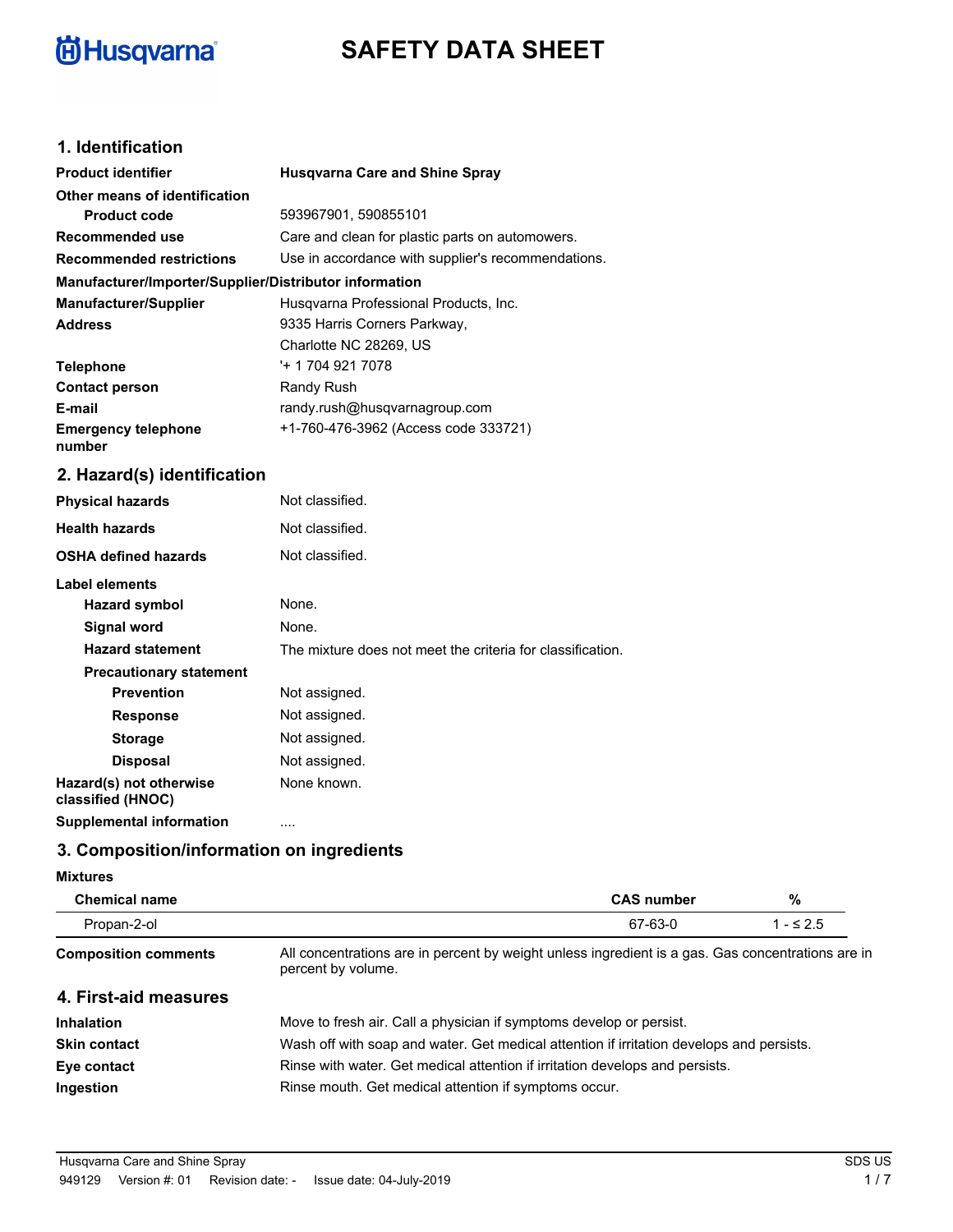Husqvarna

# SAFETY DATA SHEET

## 1. Identification

| | |
|---|---|
| **Product identifier** | **Husqvarna Care and Shine Spray** |
| **Other means of identification** | |
| **Product code** | 593967901, 590855101 |
| **Recommended use** | Care and clean for plastic parts on automowers. |
| **Recommended restrictions** | Use in accordance with supplier's recommendations. |

**Manufacturer/Importer/Supplier/Distributor information**

| | |
|---|---|
| **Manufacturer/Supplier** | Husqvarna Professional Products, Inc. |
| **Address** | 9335 Harris Corners Parkway,<br>Charlotte NC 28269, US |
| **Telephone** | '+ 1 704 921 7078 |
| **Contact person** | Randy Rush |
| **E-mail** | randy.rush@husqvarnagroup.com |
| **Emergency telephone number** | +1-760-476-3962 (Access code 333721) |

## 2. Hazard(s) identification

| | |
|---|---|
| **Physical hazards** | Not classified. |
| **Health hazards** | Not classified. |
| **OSHA defined hazards** | Not classified. |

**Label elements**

| | |
|---|---|
| **Hazard symbol** | None. |
| **Signal word** | None. |
| **Hazard statement** | The mixture does not meet the criteria for classification. |
| **Precautionary statement** | |
| **Prevention** | Not assigned. |
| **Response** | Not assigned. |
| **Storage** | Not assigned. |
| **Disposal** | Not assigned. |
| **Hazard(s) not otherwise classified (HNOC)** | None known. |
| **Supplemental information** | .... |

## 3. Composition/information on ingredients

**Mixtures**

| Chemical name | CAS number | % |
|---|---|---|
| Propan-2-ol | 67-63-0 | 1 - ≤ 2.5 |

**Composition comments** All concentrations are in percent by weight unless ingredient is a gas. Gas concentrations are in percent by volume.

## 4. First-aid measures

| | |
|---|---|
| **Inhalation** | Move to fresh air. Call a physician if symptoms develop or persist. |
| **Skin contact** | Wash off with soap and water. Get medical attention if irritation develops and persists. |
| **Eye contact** | Rinse with water. Get medical attention if irritation develops and persists. |
| **Ingestion** | Rinse mouth. Get medical attention if symptoms occur. |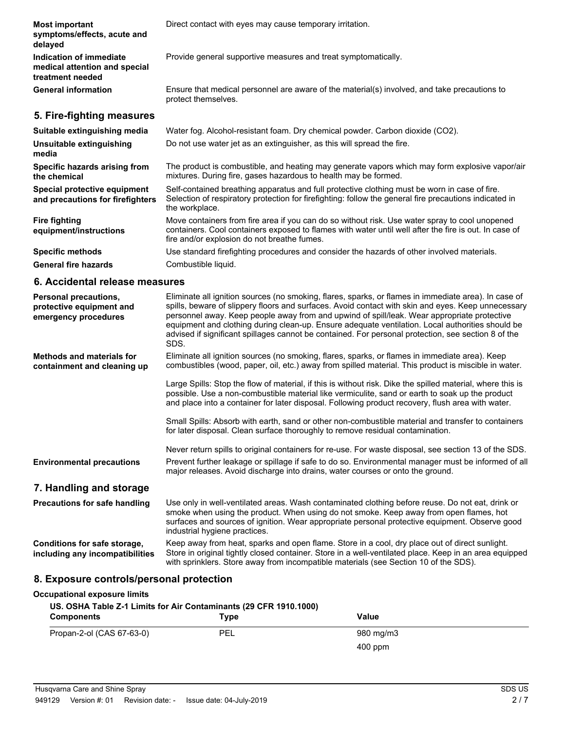**Most important symptoms/effects, acute and delayed**
Direct contact with eyes may cause temporary irritation.

**Indication of immediate medical attention and special treatment needed**
Provide general supportive measures and treat symptomatically.

**General information**
Ensure that medical personnel are aware of the material(s) involved, and take precautions to protect themselves.

## 5. Fire-fighting measures

**Suitable extinguishing media**
Water fog. Alcohol-resistant foam. Dry chemical powder. Carbon dioxide ($CO_2$).

**Unsuitable extinguishing media**
Do not use water jet as an extinguisher, as this will spread the fire.

**Specific hazards arising from the chemical**
The product is combustible, and heating may generate vapors which may form explosive vapor/air mixtures. During fire, gases hazardous to health may be formed.

**Special protective equipment and precautions for firefighters**
Self-contained breathing apparatus and full protective clothing must be worn in case of fire. Selection of respiratory protection for firefighting: follow the general fire precautions indicated in the workplace.

**Fire fighting equipment/instructions**
Move containers from fire area if you can do so without risk. Use water spray to cool unopened containers. Cool containers exposed to flames with water until well after the fire is out. In case of fire and/or explosion do not breathe fumes.

**Specific methods**
Use standard firefighting procedures and consider the hazards of other involved materials.

**General fire hazards**
Combustible liquid.

## 6. Accidental release measures

**Personal precautions, protective equipment and emergency procedures**
Eliminate all ignition sources (no smoking, flares, sparks, or flames in immediate area). In case of spills, beware of slippery floors and surfaces. Avoid contact with skin and eyes. Keep unnecessary personnel away. Keep people away from and upwind of spill/leak. Wear appropriate protective equipment and clothing during clean-up. Ensure adequate ventilation. Local authorities should be advised if significant spillages cannot be contained. For personal protection, see section 8 of the SDS.

**Methods and materials for containment and cleaning up**
Eliminate all ignition sources (no smoking, flares, sparks, or flames in immediate area). Keep combustibles (wood, paper, oil, etc.) away from spilled material. This product is miscible in water.

Large Spills: Stop the flow of material, if this is without risk. Dike the spilled material, where this is possible. Use a non-combustible material like vermiculite, sand or earth to soak up the product and place into a container for later disposal. Following product recovery, flush area with water.

Small Spills: Absorb with earth, sand or other non-combustible material and transfer to containers for later disposal. Clean surface thoroughly to remove residual contamination.

Never return spills to original containers for re-use. For waste disposal, see section 13 of the SDS.

**Environmental precautions**
Prevent further leakage or spillage if safe to do so. Environmental manager must be informed of all major releases. Avoid discharge into drains, water courses or onto the ground.

## 7. Handling and storage

**Precautions for safe handling**
Use only in well-ventilated areas. Wash contaminated clothing before reuse. Do not eat, drink or smoke when using the product. When using do not smoke. Keep away from open flames, hot surfaces and sources of ignition. Wear appropriate personal protective equipment. Observe good industrial hygiene practices.

**Conditions for safe storage, including any incompatibilities**
Keep away from heat, sparks and open flame. Store in a cool, dry place out of direct sunlight. Store in original tightly closed container. Store in a well-ventilated place. Keep in an area equipped with sprinklers. Store away from incompatible materials (see Section 10 of the SDS).

## 8. Exposure controls/personal protection

**Occupational exposure limits**

**US. OSHA Table Z-1 Limits for Air Contaminants (29 CFR 1910.1000)**

| Components | Type | Value |
|---|---|---|
| Propan-2-ol (CAS 67-63-0) | PEL | 980 mg/m3 |
| | | 400 ppm |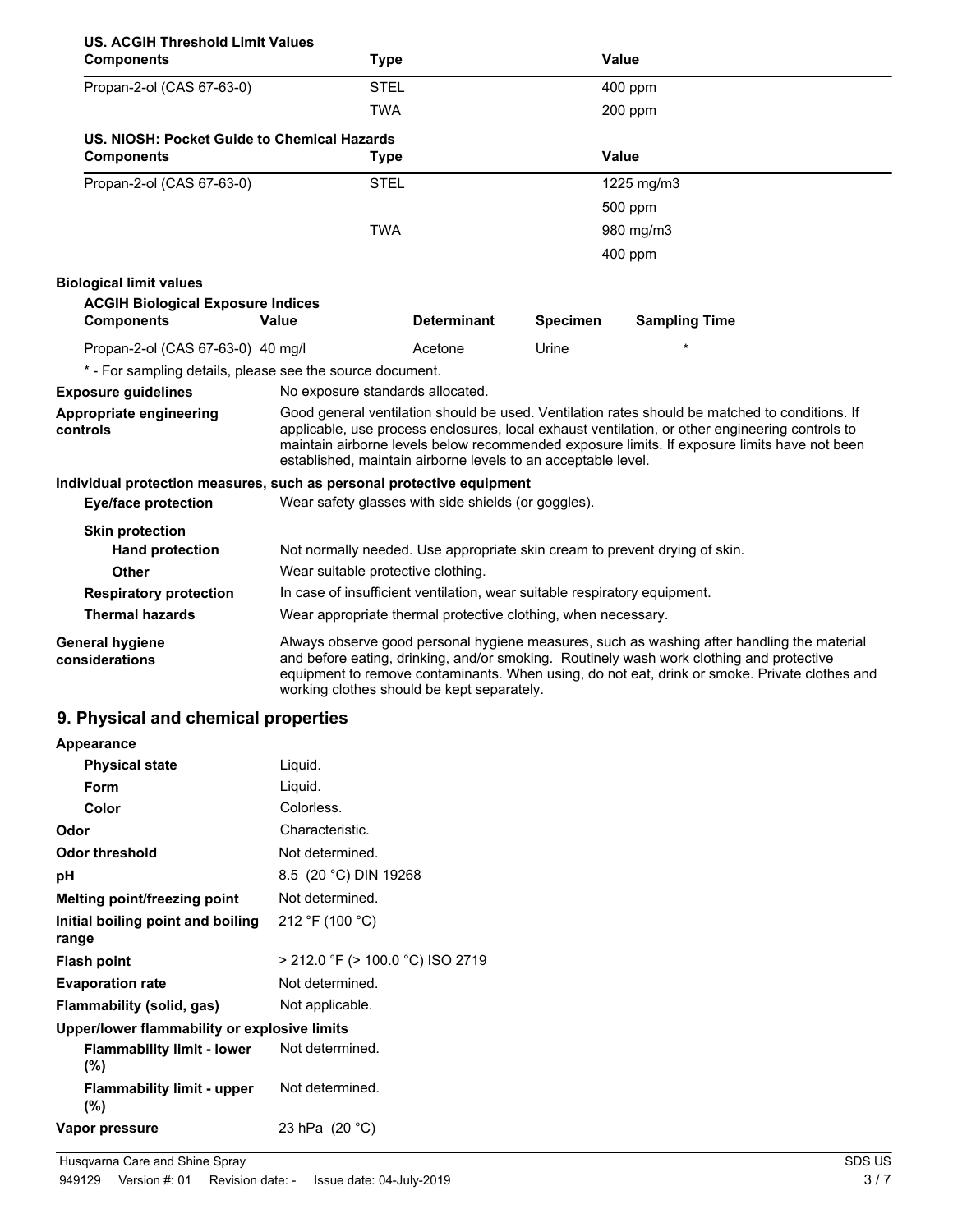**US. ACGIH Threshold Limit Values**

| Components | Type | Value |
|---|---|---|
| Propan-2-ol (CAS 67-63-0) | STEL | 400 ppm |
| | TWA | 200 ppm |

**US. NIOSH: Pocket Guide to Chemical Hazards**

| Components | Type | Value |
|---|---|---|
| Propan-2-ol (CAS 67-63-0) | STEL | 1225 mg/m3 |
| | | 500 ppm |
| | TWA | 980 mg/m3 |
| | | 400 ppm |

**Biological limit values**

**ACGIH Biological Exposure Indices**

| Components | Value | Determinant | Specimen | Sampling Time |
|---|---|---|---|---|
| Propan-2-ol (CAS 67-63-0) | 40 mg/l | Acetone | Urine | * |

* - For sampling details, please see the source document.

**Exposure guidelines** No exposure standards allocated.

**Appropriate engineering controls** Good general ventilation should be used. Ventilation rates should be matched to conditions. If applicable, use process enclosures, local exhaust ventilation, or other engineering controls to maintain airborne levels below recommended exposure limits. If exposure limits have not been established, maintain airborne levels to an acceptable level.

**Individual protection measures, such as personal protective equipment**

**Eye/face protection** Wear safety glasses with side shields (or goggles).

**Skin protection**

**Hand protection** Not normally needed. Use appropriate skin cream to prevent drying of skin.

**Other** Wear suitable protective clothing.

**Respiratory protection** In case of insufficient ventilation, wear suitable respiratory equipment.

**Thermal hazards** Wear appropriate thermal protective clothing, when necessary.

**General hygiene considerations** Always observe good personal hygiene measures, such as washing after handling the material and before eating, drinking, and/or smoking. Routinely wash work clothing and protective equipment to remove contaminants. When using, do not eat, drink or smoke. Private clothes and working clothes should be kept separately.

## 9. Physical and chemical properties

**Appearance**

**Physical state** Liquid.

**Form** Liquid.

**Color** Colorless.

**Odor** Characteristic.

**Odor threshold** Not determined.

**pH** 8.5 (20 °C) DIN 19268

**Melting point/freezing point** Not determined.

**Initial boiling point and boiling range** 212 °F (100 °C)

**Flash point** > 212.0 °F (> 100.0 °C) ISO 2719

**Evaporation rate** Not determined.

**Flammability (solid, gas)** Not applicable.

**Upper/lower flammability or explosive limits**

**Flammability limit - lower (%)** Not determined.

**Flammability limit - upper (%)** Not determined.

**Vapor pressure** 23 hPa (20 °C)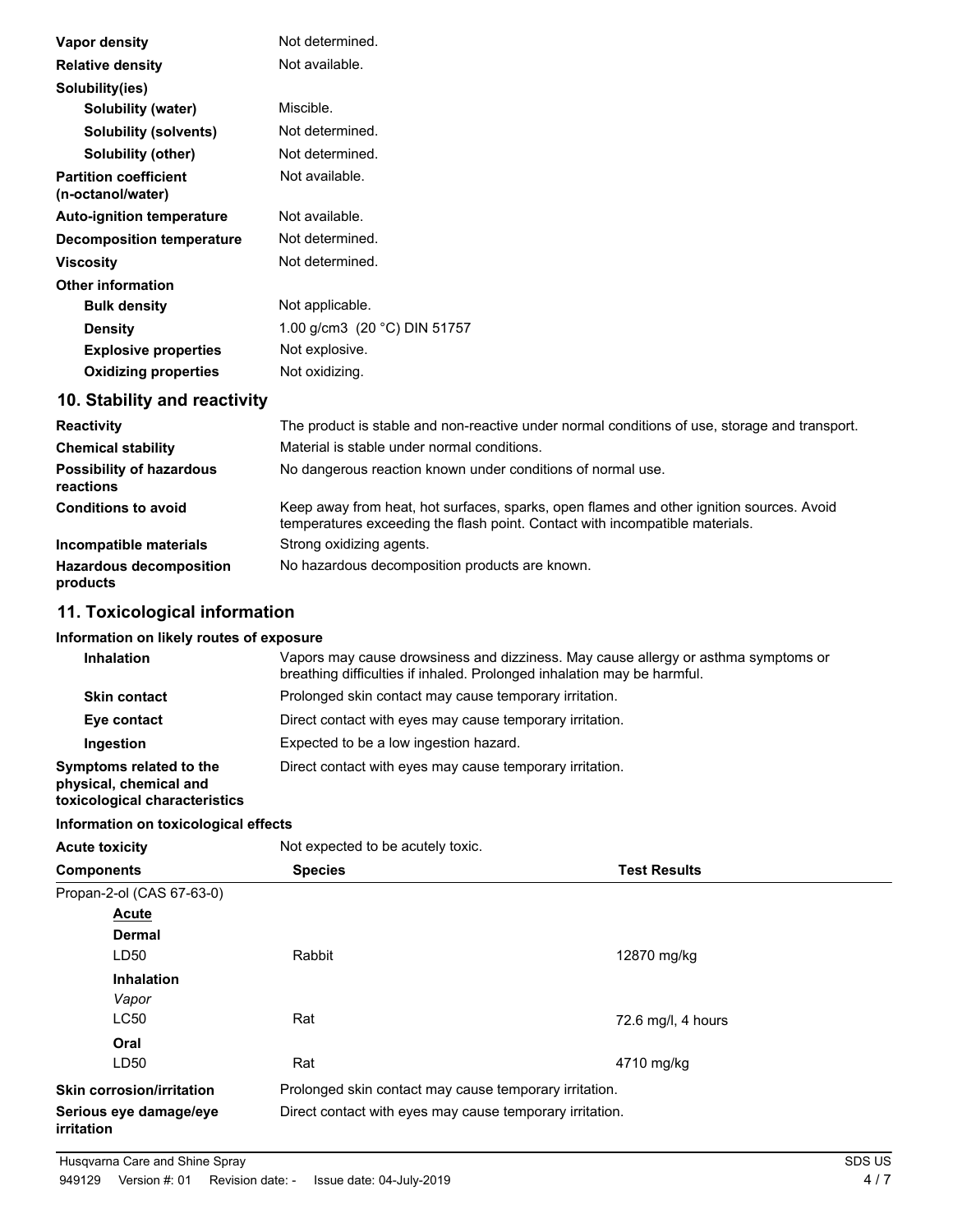| | |
|---|---|
| **Vapor density** | Not determined. |
| **Relative density** | Not available. |
| **Solubility(ies)** | |
| **Solubility (water)** | Miscible. |
| **Solubility (solvents)** | Not determined. |
| **Solubility (other)** | Not determined. |
| **Partition coefficient (n-octanol/water)** | Not available. |
| **Auto-ignition temperature** | Not available. |
| **Decomposition temperature** | Not determined. |
| **Viscosity** | Not determined. |
| **Other information** | |
| **Bulk density** | Not applicable. |
| **Density** | 1.00 g/cm3 (20 °C) DIN 51757 |
| **Explosive properties** | Not explosive. |
| **Oxidizing properties** | Not oxidizing. |

## 10. Stability and reactivity

| | |
|---|---|
| **Reactivity** | The product is stable and non-reactive under normal conditions of use, storage and transport. |
| **Chemical stability** | Material is stable under normal conditions. |
| **Possibility of hazardous reactions** | No dangerous reaction known under conditions of normal use. |
| **Conditions to avoid** | Keep away from heat, hot surfaces, sparks, open flames and other ignition sources. Avoid temperatures exceeding the flash point. Contact with incompatible materials. |
| **Incompatible materials** | Strong oxidizing agents. |
| **Hazardous decomposition products** | No hazardous decomposition products are known. |

## 11. Toxicological information

**Information on likely routes of exposure**

| | |
|---|---|
| **Inhalation** | Vapors may cause drowsiness and dizziness. May cause allergy or asthma symptoms or breathing difficulties if inhaled. Prolonged inhalation may be harmful. |
| **Skin contact** | Prolonged skin contact may cause temporary irritation. |
| **Eye contact** | Direct contact with eyes may cause temporary irritation. |
| **Ingestion** | Expected to be a low ingestion hazard. |
| **Symptoms related to the physical, chemical and toxicological characteristics** | Direct contact with eyes may cause temporary irritation. |

**Information on toxicological effects**

**Acute toxicity** Not expected to be acutely toxic.

| Components | Species | Test Results |
|---|---|---|
| Propan-2-ol (CAS 67-63-0) | | |
| <u>**Acute**</u> | | |
| **Dermal** | | |
| LD50 | Rabbit | 12870 mg/kg |
| **Inhalation** | | |
| *Vapor* | | |
| LC50 | Rat | 72.6 mg/l, 4 hours |
| **Oral** | | |
| LD50 | Rat | 4710 mg/kg |

| | |
|---|---|
| **Skin corrosion/irritation** | Prolonged skin contact may cause temporary irritation. |
| **Serious eye damage/eye irritation** | Direct contact with eyes may cause temporary irritation. |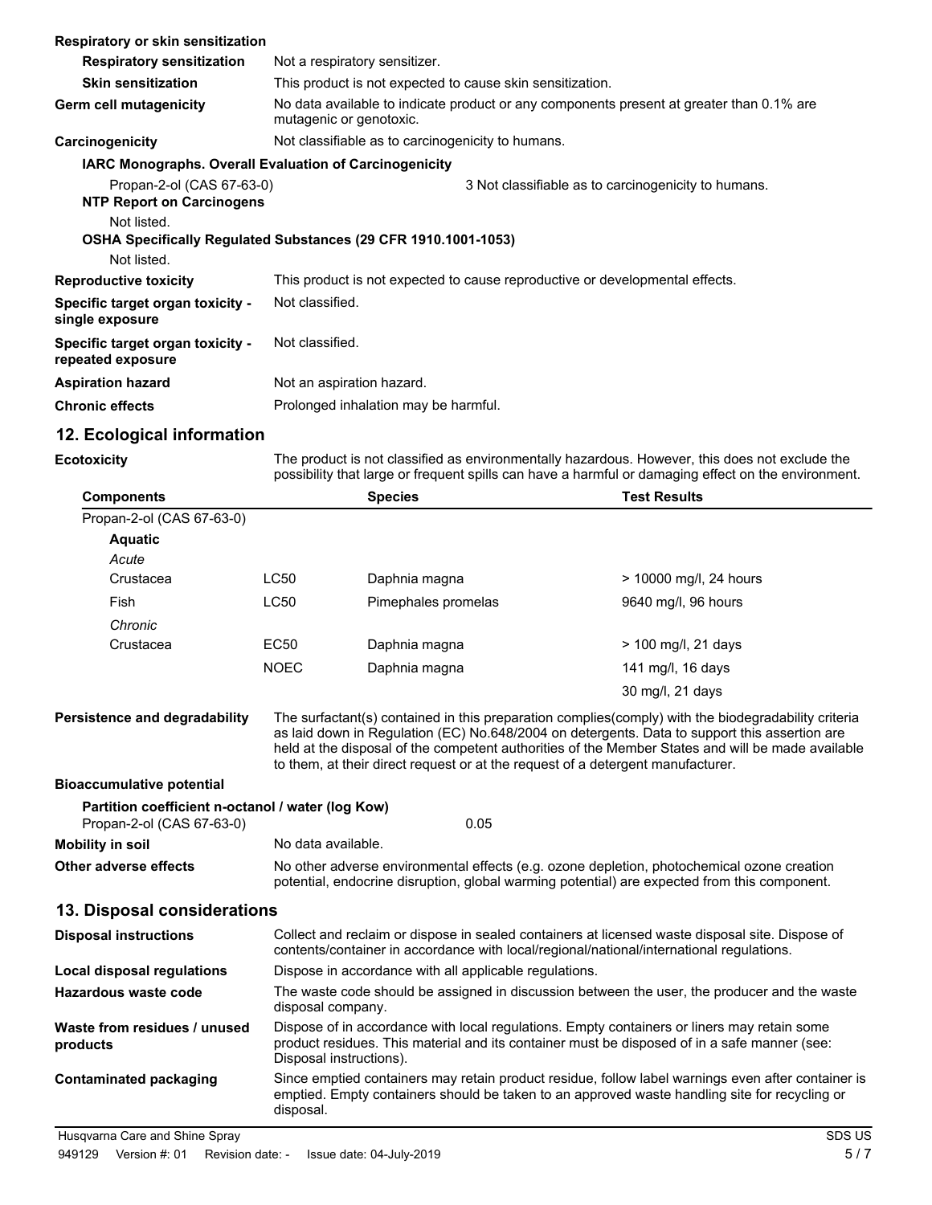**Respiratory or skin sensitization**

| | |
|---|---|
| **Respiratory sensitization** | Not a respiratory sensitizer. |
| **Skin sensitization** | This product is not expected to cause skin sensitization. |
| **Germ cell mutagenicity** | No data available to indicate product or any components present at greater than 0.1% are mutagenic or genotoxic. |
| **Carcinogenicity** | Not classifiable as to carcinogenicity to humans. |

**IARC Monographs. Overall Evaluation of Carcinogenicity**

Propan-2-ol (CAS 67-63-0) — 3 Not classifiable as to carcinogenicity to humans.

**NTP Report on Carcinogens**

Not listed.

**OSHA Specifically Regulated Substances (29 CFR 1910.1001-1053)**

Not listed.

| | |
|---|---|
| **Reproductive toxicity** | This product is not expected to cause reproductive or developmental effects. |
| **Specific target organ toxicity - single exposure** | Not classified. |
| **Specific target organ toxicity - repeated exposure** | Not classified. |
| **Aspiration hazard** | Not an aspiration hazard. |
| **Chronic effects** | Prolonged inhalation may be harmful. |

## 12. Ecological information

**Ecotoxicity** — The product is not classified as environmentally hazardous. However, this does not exclude the possibility that large or frequent spills can have a harmful or damaging effect on the environment.

| Components | | Species | Test Results |
|---|---|---|---|
| Propan-2-ol (CAS 67-63-0) | | | |
| **Aquatic** | | | |
| *Acute* | | | |
| Crustacea | LC50 | Daphnia magna | > 10000 mg/l, 24 hours |
| Fish | LC50 | Pimephales promelas | 9640 mg/l, 96 hours |
| *Chronic* | | | |
| Crustacea | EC50 | Daphnia magna | > 100 mg/l, 21 days |
| | NOEC | Daphnia magna | 141 mg/l, 16 days |
| | | | 30 mg/l, 21 days |

**Persistence and degradability** — The surfactant(s) contained in this preparation complies(comply) with the biodegradability criteria as laid down in Regulation (EC) No.648/2004 on detergents. Data to support this assertion are held at the disposal of the competent authorities of the Member States and will be made available to them, at their direct request or at the request of a detergent manufacturer.

**Bioaccumulative potential**

**Partition coefficient n-octanol / water (log Kow)**

Propan-2-ol (CAS 67-63-0) — 0.05

| | |
|---|---|
| **Mobility in soil** | No data available. |
| **Other adverse effects** | No other adverse environmental effects (e.g. ozone depletion, photochemical ozone creation potential, endocrine disruption, global warming potential) are expected from this component. |

## 13. Disposal considerations

| | |
|---|---|
| **Disposal instructions** | Collect and reclaim or dispose in sealed containers at licensed waste disposal site. Dispose of contents/container in accordance with local/regional/national/international regulations. |
| **Local disposal regulations** | Dispose in accordance with all applicable regulations. |
| **Hazardous waste code** | The waste code should be assigned in discussion between the user, the producer and the waste disposal company. |
| **Waste from residues / unused products** | Dispose of in accordance with local regulations. Empty containers or liners may retain some product residues. This material and its container must be disposed of in a safe manner (see: Disposal instructions). |
| **Contaminated packaging** | Since emptied containers may retain product residue, follow label warnings even after container is emptied. Empty containers should be taken to an approved waste handling site for recycling or disposal. |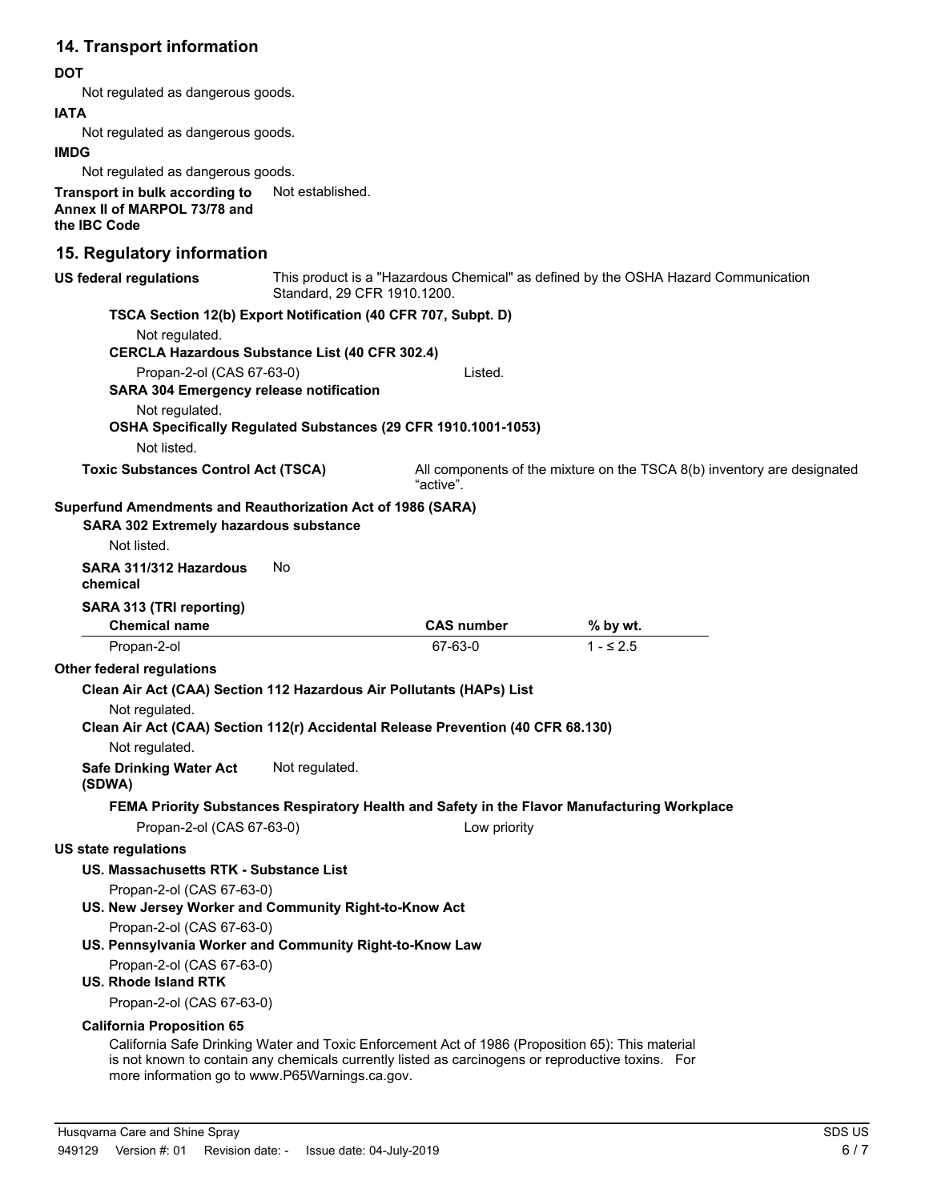## 14. Transport information

**DOT**

Not regulated as dangerous goods.

**IATA**

Not regulated as dangerous goods.

**IMDG**

Not regulated as dangerous goods.

**Transport in bulk according to Annex II of MARPOL 73/78 and the IBC Code** Not established.

## 15. Regulatory information

**US federal regulations** This product is a "Hazardous Chemical" as defined by the OSHA Hazard Communication Standard, 29 CFR 1910.1200.

**TSCA Section 12(b) Export Notification (40 CFR 707, Subpt. D)**

Not regulated.

**CERCLA Hazardous Substance List (40 CFR 302.4)**

Propan-2-ol (CAS 67-63-0) Listed.

**SARA 304 Emergency release notification**

Not regulated.

**OSHA Specifically Regulated Substances (29 CFR 1910.1001-1053)**

Not listed.

**Toxic Substances Control Act (TSCA)** All components of the mixture on the TSCA 8(b) inventory are designated "active".

**Superfund Amendments and Reauthorization Act of 1986 (SARA)**

**SARA 302 Extremely hazardous substance**

Not listed.

**SARA 311/312 Hazardous chemical** No

**SARA 313 (TRI reporting)**

| Chemical name | CAS number | % by wt. |
|---|---|---|
| Propan-2-ol | 67-63-0 | 1 - ≤ 2.5 |

**Other federal regulations**

**Clean Air Act (CAA) Section 112 Hazardous Air Pollutants (HAPs) List**

Not regulated.

**Clean Air Act (CAA) Section 112(r) Accidental Release Prevention (40 CFR 68.130)**

Not regulated.

**Safe Drinking Water Act (SDWA)** Not regulated.

**FEMA Priority Substances Respiratory Health and Safety in the Flavor Manufacturing Workplace**

Propan-2-ol (CAS 67-63-0) Low priority

**US state regulations**

**US. Massachusetts RTK - Substance List**

Propan-2-ol (CAS 67-63-0)

**US. New Jersey Worker and Community Right-to-Know Act**

Propan-2-ol (CAS 67-63-0)

**US. Pennsylvania Worker and Community Right-to-Know Law**

Propan-2-ol (CAS 67-63-0)

**US. Rhode Island RTK**

Propan-2-ol (CAS 67-63-0)

**California Proposition 65**

California Safe Drinking Water and Toxic Enforcement Act of 1986 (Proposition 65): This material is not known to contain any chemicals currently listed as carcinogens or reproductive toxins. For more information go to www.P65Warnings.ca.gov.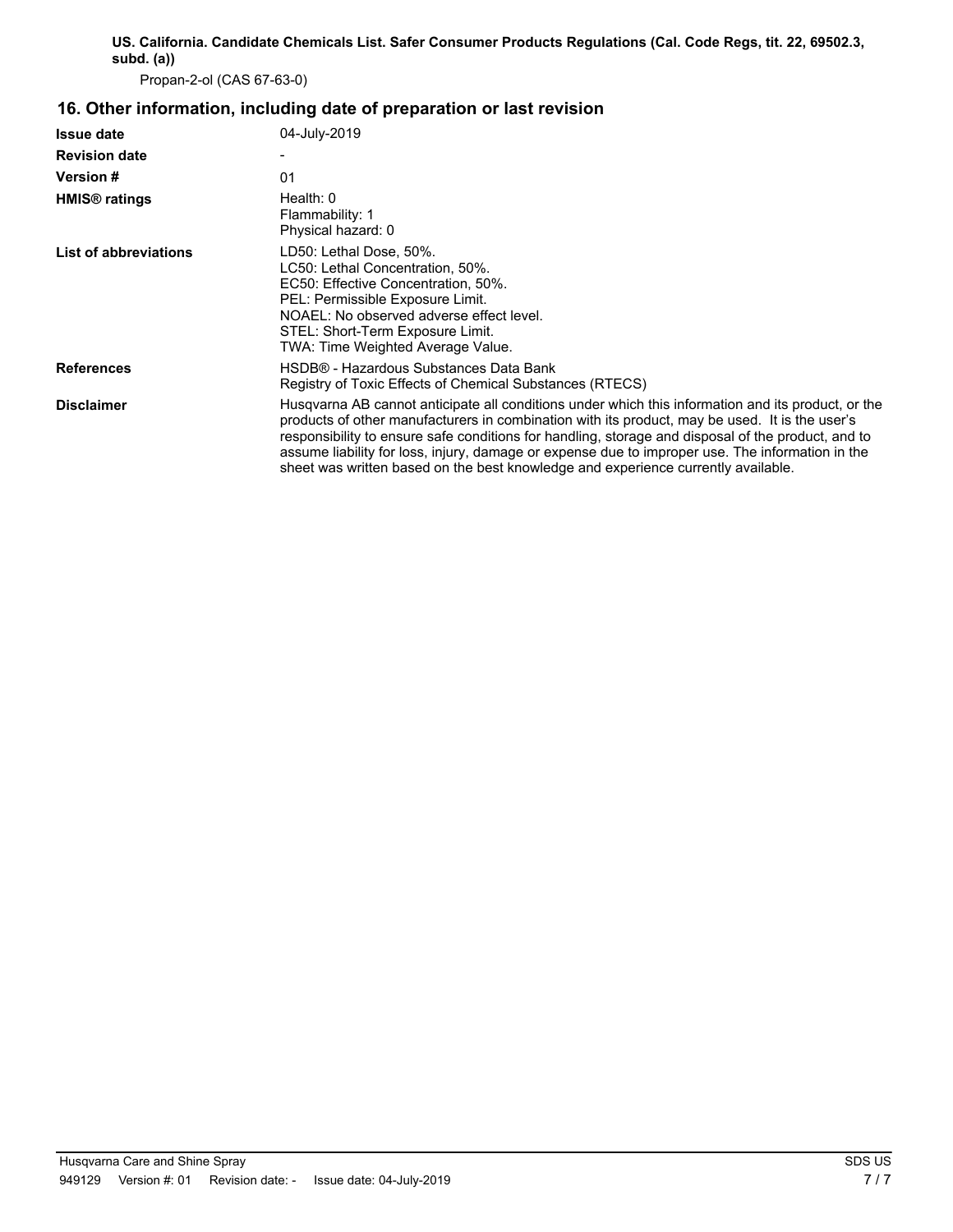**US. California. Candidate Chemicals List. Safer Consumer Products Regulations (Cal. Code Regs, tit. 22, 69502.3, subd. (a))**

Propan-2-ol (CAS 67-63-0)

## 16. Other information, including date of preparation or last revision

| | |
|---|---|
| **Issue date** | 04-July-2019 |
| **Revision date** | - |
| **Version #** | 01 |
| **HMIS® ratings** | Health: 0<br>Flammability: 1<br>Physical hazard: 0 |
| **List of abbreviations** | LD50: Lethal Dose, 50%.<br>LC50: Lethal Concentration, 50%.<br>EC50: Effective Concentration, 50%.<br>PEL: Permissible Exposure Limit.<br>NOAEL: No observed adverse effect level.<br>STEL: Short-Term Exposure Limit.<br>TWA: Time Weighted Average Value. |
| **References** | HSDB® - Hazardous Substances Data Bank<br>Registry of Toxic Effects of Chemical Substances (RTECS) |
| **Disclaimer** | Husqvarna AB cannot anticipate all conditions under which this information and its product, or the products of other manufacturers in combination with its product, may be used. It is the user's responsibility to ensure safe conditions for handling, storage and disposal of the product, and to assume liability for loss, injury, damage or expense due to improper use. The information in the sheet was written based on the best knowledge and experience currently available. |